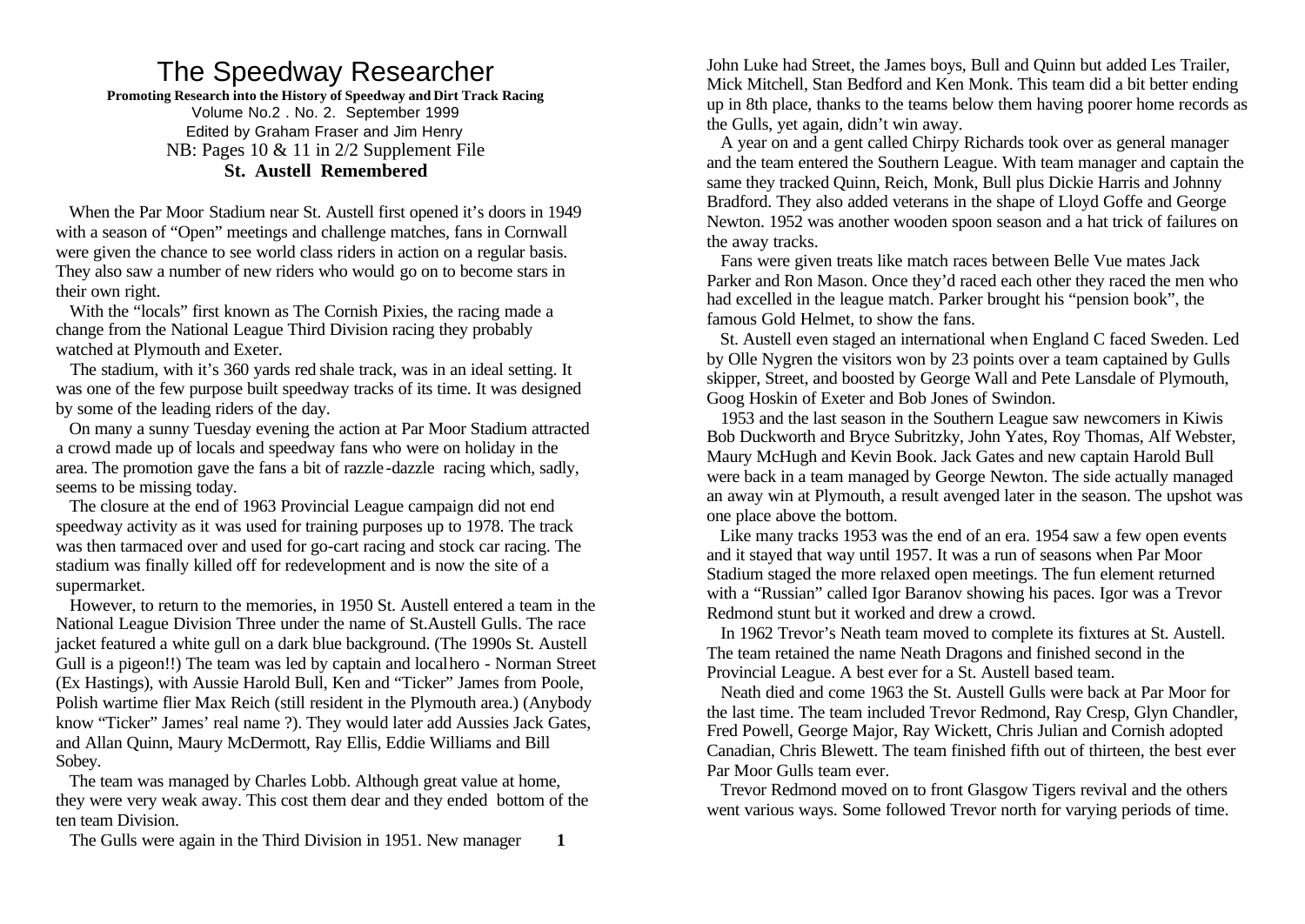# The Speedway Researcher

**Promoting Research into the History of Speedway and Dirt Track Racing**

Volume No.2 . No. 2. September 1999

Edited by Graham Fraser and Jim Henry

NB: Pages 10 & 11 in 2/2 Supplement File

## St. Austell Remembered

When the Par Moor Stadium near St. Austell first opened it's doors in 1949 with a season of "Open" meetings and challenge matches, fans in Cornwall were given the chance to see world class riders in action on a regular basis. They also saw a number of new riders who would go on to become stars in their own right.

With the "locals" first known as The Cornish Pixies, the racing made a change from the National League Third Division racing they probably watched at Plymouth and Exeter.

The stadium, with it's 360 yards red shale track, was in an ideal setting. It was one of the few purpose built speedway tracks of its time. It was designed by some of the leading riders of the day.

On many a sunny Tuesday evening the action at Par Moor Stadium attracted a crowd made up of locals and speedway fans who were on holiday in the area. The promotion gave the fans a bit of razzle-dazzle racing which, sadly, seems to be missing today.

The closure at the end of 1963 Provincial League campaign did not end speedway activity as it was used for training purposes up to 1978. The track was then tarmaced over and used for go-cart racing and stock car racing. The stadium was finally killed off for redevelopment and is now the site of a supermarket.

However, to return to the memories, in 1950 St. Austell entered a team in the National League Division Three under the name of St.Austell Gulls. The race jacket featured a white gull on a dark blue background. (The 1990s St. Austell Gull is a pigeon!!) The team was led by captain and local hero - Norman Street (Ex Hastings), with Aussie Harold Bull, Ken and "Ticker" James from Poole, Polish wartime flier Max Reich (still resident in the Plymouth area.) (Anybody know "Ticker" James' real name ?). They would later add Aussies Jack Gates, and Allan Quinn, Maury McDermott, Ray Ellis, Eddie Williams and Bill Sobey.

The team was managed by Charles Lobb. Although great value at home, they were very weak away. This cost them dear and they ended bottom of the ten team Division.

The Gulls were again in the Third Division in 1951. New manager John Luke had Street, the James boys, Bull and Quinn but added Les Trailer, Mick Mitchell, Stan Bedford and Ken Monk. This team did a bit better ending up in 8th place, thanks to the teams below them having poorer home records as the Gulls, yet again, didn't win away.

A year on and a gent called Chirpy Richards took over as general manager and the team entered the Southern League. With team manager and captain the same they tracked Quinn, Reich, Monk, Bull plus Dickie Harris and Johnny Bradford. They also added veterans in the shape of Lloyd Goffe and George Newton. 1952 was another wooden spoon season and a hat trick of failures on the away tracks.

Fans were given treats like match races between Belle Vue mates Jack Parker and Ron Mason. Once they'd raced each other they raced the men who had excelled in the league match. Parker brought his "pension book", the famous Gold Helmet, to show the fans.

St. Austell even staged an international when England C faced Sweden. Led by Olle Nygren the visitors won by 23 points over a team captained by Gulls skipper, Street, and boosted by George Wall and Pete Lansdale of Plymouth, Goog Hoskin of Exeter and Bob Jones of Swindon.

1953 and the last season in the Southern League saw newcomers in Kiwis Bob Duckworth and Bryce Subritzky, John Yates, Roy Thomas, Alf Webster, Maury McHugh and Kevin Book. Jack Gates and new captain Harold Bull were back in a team managed by George Newton. The side actually managed an away win at Plymouth, a result avenged later in the season. The upshot was one place above the bottom.

Like many tracks 1953 was the end of an era. 1954 saw a few open events and it stayed that way until 1957. It was a run of seasons when Par Moor Stadium staged the more relaxed open meetings. The fun element returned with a "Russian" called Igor Baranov showing his paces. Igor was a Trevor Redmond stunt but it worked and drew a crowd.

In 1962 Trevor's Neath team moved to complete its fixtures at St. Austell. The team retained the name Neath Dragons and finished second in the Provincial League. A best ever for a St. Austell based team.

Neath died and come 1963 the St. Austell Gulls were back at Par Moor for the last time. The team included Trevor Redmond, Ray Cresp, Glyn Chandler, Fred Powell, George Major, Ray Wickett, Chris Julian and Cornish adopted Canadian, Chris Blewett. The team finished fifth out of thirteen, the best ever Par Moor Gulls team ever.

Trevor Redmond moved on to front Glasgow Tigers revival and the others went various ways. Some followed Trevor north for varying periods of time.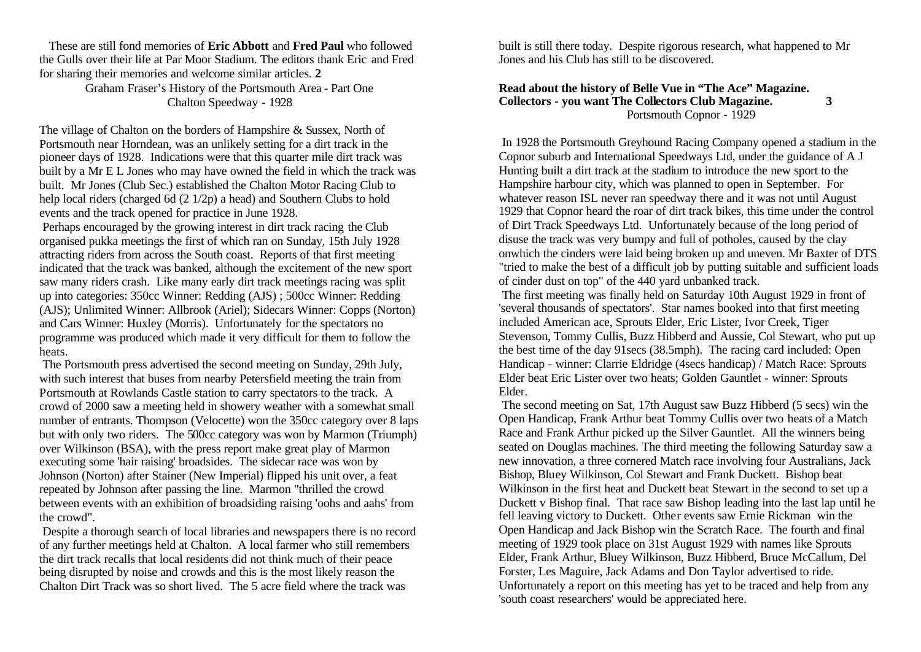These are still fond memories of **Eric Abbott** and **Fred Paul** who followed the Gulls over their life at Par Moor Stadium. The editors thank Eric and Fred for sharing their memories and welcome similar articles. **2**

## Graham Fraser's History of the Portsmouth Area - Part One

### Chalton Speedway - 1928

The village of Chalton on the borders of Hampshire & Sussex, North of Portsmouth near Horndean, was an unlikely setting for a dirt track in the pioneer days of 1928. Indications were that this quarter mile dirt track was built by a Mr E L Jones who may have owned the field in which the track was built. Mr Jones (Club Sec.) established the Chalton Motor Racing Club to help local riders (charged 6d (2 1/2p) a head) and Southern Clubs to hold events and the track opened for practice in June 1928.

Perhaps encouraged by the growing interest in dirt track racing the Club organised pukka meetings the first of which ran on Sunday, 15th July 1928 attracting riders from across the South coast. Reports of that first meeting indicated that the track was banked, although the excitement of the new sport saw many riders crash. Like many early dirt track meetings racing was split up into categories: 350cc Winner: Redding (AJS) ; 500cc Winner: Redding (AJS); Unlimited Winner: Allbrook (Ariel); Sidecars Winner: Copps (Norton) and Cars Winner: Huxley (Morris). Unfortunately for the spectators no programme was produced which made it very difficult for them to follow the heats.

The Portsmouth press advertised the second meeting on Sunday, 29th July, with such interest that buses from nearby Petersfield meeting the train from Portsmouth at Rowlands Castle station to carry spectators to the track. A crowd of 2000 saw a meeting held in showery weather with a somewhat small number of entrants. Thompson (Velocette) won the 350cc category over 8 laps but with only two riders. The 500cc category was won by Marmon (Triumph) over Wilkinson (BSA), with the press report make great play of Marmon executing some 'hair raising' broadsides. The sidecar race was won by Johnson (Norton) after Stainer (New Imperial) flipped his unit over, a feat repeated by Johnson after passing the line. Marmon "thrilled the crowd between events with an exhibition of broadsiding raising 'oohs and aahs' from the crowd".

Despite a thorough search of local libraries and newspapers there is no record of any further meetings held at Chalton. A local farmer who still remembers the dirt track recalls that local residents did not think much of their peace being disrupted by noise and crowds and this is the most likely reason the Chalton Dirt Track was so short lived. The 5 acre field where the track was built is still there today. Despite rigorous research, what happened to Mr Jones and his Club has still to be discovered.

**Read about the history of Belle Vue in "The Ace" Magazine.**
**Collectors - you want The Collectors Club Magazine. 3**

### Portsmouth Copnor - 1929

In 1928 the Portsmouth Greyhound Racing Company opened a stadium in the Copnor suburb and International Speedways Ltd, under the guidance of A J Hunting built a dirt track at the stadium to introduce the new sport to the Hampshire harbour city, which was planned to open in September. For whatever reason ISL never ran speedway there and it was not until August 1929 that Copnor heard the roar of dirt track bikes, this time under the control of Dirt Track Speedways Ltd. Unfortunately because of the long period of disuse the track was very bumpy and full of potholes, caused by the clay onwhich the cinders were laid being broken up and uneven. Mr Baxter of DTS "tried to make the best of a difficult job by putting suitable and sufficient loads of cinder dust on top" of the 440 yard unbanked track.

The first meeting was finally held on Saturday 10th August 1929 in front of 'several thousands of spectators'. Star names booked into that first meeting included American ace, Sprouts Elder, Eric Lister, Ivor Creek, Tiger Stevenson, Tommy Cullis, Buzz Hibberd and Aussie, Col Stewart, who put up the best time of the day 91secs (38.5mph). The racing card included: Open Handicap - winner: Clarrie Eldridge (4secs handicap) / Match Race: Sprouts Elder beat Eric Lister over two heats; Golden Gauntlet - winner: Sprouts Elder.

The second meeting on Sat, 17th August saw Buzz Hibberd (5 secs) win the Open Handicap, Frank Arthur beat Tommy Cullis over two heats of a Match Race and Frank Arthur picked up the Silver Gauntlet. All the winners being seated on Douglas machines. The third meeting the following Saturday saw a new innovation, a three cornered Match race involving four Australians, Jack Bishop, Bluey Wilkinson, Col Stewart and Frank Duckett. Bishop beat Wilkinson in the first heat and Duckett beat Stewart in the second to set up a Duckett v Bishop final. That race saw Bishop leading into the last lap until he fell leaving victory to Duckett. Other events saw Ernie Rickman win the Open Handicap and Jack Bishop win the Scratch Race. The fourth and final meeting of 1929 took place on 31st August 1929 with names like Sprouts Elder, Frank Arthur, Bluey Wilkinson, Buzz Hibberd, Bruce McCallum, Del Forster, Les Maguire, Jack Adams and Don Taylor advertised to ride. Unfortunately a report on this meeting has yet to be traced and help from any 'south coast researchers' would be appreciated here.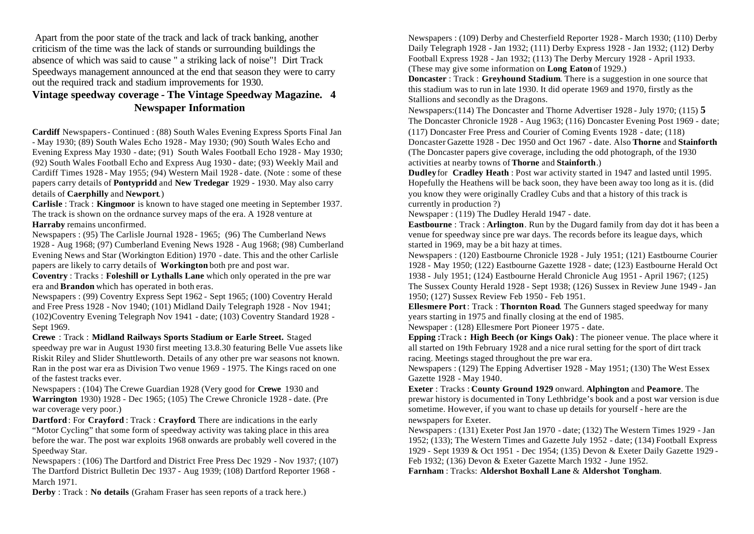Apart from the poor state of the track and lack of track banking, another criticism of the time was the lack of stands or surrounding buildings the absence of which was said to cause " a striking lack of noise"! Dirt Track Speedways management announced at the end that season they were to carry out the required track and stadium improvements for 1930.

## Vintage speedway coverage - The Vintage Speedway Magazine. 4 Newspaper Information

**Cardiff** Newspapers - Continued : (88) South Wales Evening Express Sports Final Jan - May 1930; (89) South Wales Echo 1928 - May 1930; (90) South Wales Echo and Evening Express May 1930 - date; (91) South Wales Football Echo 1928 - May 1930; (92) South Wales Football Echo and Express Aug 1930 - date; (93) Weekly Mail and Cardiff Times 1928 - May 1955; (94) Western Mail 1928 - date. (Note : some of these papers carry details of **Pontypridd** and **New Tredegar** 1929 - 1930. May also carry details of **Caerphilly** and **Newport**.)

**Carlisle** : Track : **Kingmoor** is known to have staged one meeting in September 1937. The track is shown on the ordnance survey maps of the era. A 1928 venture at **Harraby** remains unconfirmed.

Newspapers : (95) The Carlisle Journal 1928 - 1965; (96) The Cumberland News 1928 - Aug 1968; (97) Cumberland Evening News 1928 - Aug 1968; (98) Cumberland Evening News and Star (Workington Edition) 1970 - date. This and the other Carlisle papers are likely to carry details of **Workington** both pre and post war.

**Coventry** : Tracks : **Foleshill or Lythalls Lane** which only operated in the pre war era and **Brandon** which has operated in both eras.

Newspapers : (99) Coventry Express Sept 1962 - Sept 1965; (100) Coventry Herald and Free Press 1928 - Nov 1940; (101) Midland Daily Telegraph 1928 - Nov 1941; (102)Coventry Evening Telegraph Nov 1941 - date; (103) Coventry Standard 1928 - Sept 1969.

**Crewe** : Track : **Midland Railways Sports Stadium or Earle Street.** Staged speedway pre war in August 1930 first meeting 13.8.30 featuring Belle Vue assets like Riskit Riley and Slider Shuttleworth. Details of any other pre war seasons not known. Ran in the post war era as Division Two venue 1969 - 1975. The Kings raced on one of the fastest tracks ever.

Newspapers : (104) The Crewe Guardian 1928 (Very good for **Crewe** 1930 and **Warrington** 1930) 1928 - Dec 1965; (105) The Crewe Chronicle 1928 - date. (Pre war coverage very poor.)

**Dartford** : For **Crayford** : Track : **Crayford**. There are indications in the early "Motor Cycling" that some form of speedway activity was taking place in this area before the war. The post war exploits 1968 onwards are probably well covered in the Speedway Star.

Newspapers : (106) The Dartford and District Free Press Dec 1929 - Nov 1937; (107) The Dartford District Bulletin Dec 1937 - Aug 1939; (108) Dartford Reporter 1968 - March 1971.

**Derby** : Track : **No details** (Graham Fraser has seen reports of a track here.)

Newspapers : (109) Derby and Chesterfield Reporter 1928 - March 1930; (110) Derby Daily Telegraph 1928 - Jan 1932; (111) Derby Express 1928 - Jan 1932; (112) Derby Football Express 1928 - Jan 1932; (113) The Derby Mercury 1928 - April 1933. (These may give some information on **Long Eaton** of 1929.)

**Doncaster** : Track : **Greyhound Stadium**. There is a suggestion in one source that this stadium was to run in late 1930. It did operate 1969 and 1970, firstly as the Stallions and secondly as the Dragons.

Newspapers:(114) The Doncaster and Thorne Advertiser 1928 - July 1970; (115) **5** The Doncaster Chronicle 1928 - Aug 1963; (116) Doncaster Evening Post 1969 - date; (117) Doncaster Free Press and Courier of Coming Events 1928 - date; (118) Doncaster Gazette 1928 - Dec 1950 and Oct 1967 - date. Also **Thorne** and **Stainforth** (The Doncaster papers give coverage, including the odd photograph, of the 1930 activities at nearby towns of **Thorne** and **Stainforth**.)

**Dudley** for **Cradley Heath** : Post war activity started in 1947 and lasted until 1995. Hopefully the Heathens will be back soon, they have been away too long as it is. (did you know they were originally Cradley Cubs and that a history of this track is currently in production ?)

Newspaper : (119) The Dudley Herald 1947 - date.

**Eastbourne** : Track : **Arlington**. Run by the Dugard family from day dot it has been a venue for speedway since pre war days. The records before its league days, which started in 1969, may be a bit hazy at times.

Newspapers : (120) Eastbourne Chronicle 1928 - July 1951; (121) Eastbourne Courier 1928 - May 1950; (122) Eastbourne Gazette 1928 - date; (123) Eastbourne Herald Oct 1938 - July 1951; (124) Eastbourne Herald Chronicle Aug 1951 - April 1967; (125) The Sussex County Herald 1928 - Sept 1938; (126) Sussex in Review June 1949 - Jan 1950; (127) Sussex Review Feb 1950 - Feb 1951.

**Ellesmere Port** : Track : **Thornton Road**. The Gunners staged speedway for many years starting in 1975 and finally closing at the end of 1985.

Newspaper : (128) Ellesmere Port Pioneer 1975 - date.

**Epping :** Track **: High Beech (or Kings Oak)** : The pioneer venue. The place where it all started on 19th February 1928 and a nice rural setting for the sport of dirt track racing. Meetings staged throughout the pre war era.

Newspapers : (129) The Epping Advertiser 1928 - May 1951; (130) The West Essex Gazette 1928 - May 1940.

**Exeter** : Tracks : **County Ground 1929** onward. **Alphington** and **Peamore**. The prewar history is documented in Tony Lethbridge's book and a post war version is due sometime. However, if you want to chase up details for yourself - here are the newspapers for Exeter.

Newspapers : (131) Exeter Post Jan 1970 - date; (132) The Western Times 1929 - Jan 1952; (133); The Western Times and Gazette July 1952 - date; (134) Football Express 1929 - Sept 1939 & Oct 1951 - Dec 1954; (135) Devon & Exeter Daily Gazette 1929 - Feb 1932; (136) Devon & Exeter Gazette March 1932 - June 1952.

**Farnham** : Tracks: **Aldershot Boxhall Lane** & **Aldershot Tongham**.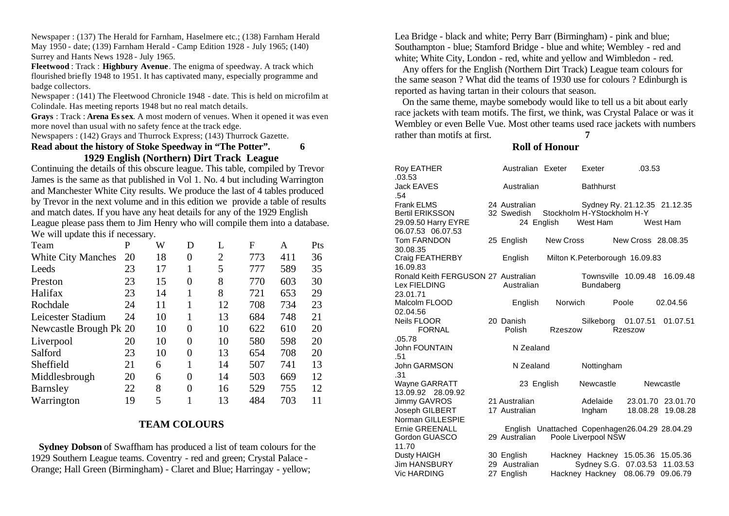Newspaper : (137) The Herald for Farnham, Haselmere etc.; (138) Farnham Herald May 1950 - date; (139) Farnham Herald - Camp Edition 1928 - July 1965; (140) Surrey and Hants News 1928 - July 1965.

**Fleetwood** : Track : **Highbury Avenue**. The enigma of speedway. A track which flourished briefly 1948 to 1951. It has captivated many, especially programme and badge collectors.

Newspaper : (141) The Fleetwood Chronicle 1948 - date. This is held on microfilm at Colindale. Has meeting reports 1948 but no real match details.

**Grays** : Track : **Arena Essex**. A most modern of venues. When it opened it was even more novel than usual with no safety fence at the track edge.

Newspapers : (142) Grays and Thurrock Express; (143) Thurrock Gazette.

**Read about the history of Stoke Speedway in "The Potter".** **6**

## 1929 English (Northern) Dirt Track League

Continuing the details of this obscure league. This table, compiled by Trevor James is the same as that published in Vol 1. No. 4 but including Warrington and Manchester White City results. We produce the last of 4 tables produced by Trevor in the next volume and in this edition we provide a table of results and match dates. If you have any heat details for any of the 1929 English League please pass them to Jim Henry who will compile them into a database. We will update this if necessary.

| Team | P | W | D | L | F | A | Pts |
|---|---|---|---|---|---|---|---|
| White City Manches | 20 | 18 | 0 | 2 | 773 | 411 | 36 |
| Leeds | 23 | 17 | 1 | 5 | 777 | 589 | 35 |
| Preston | 23 | 15 | 0 | 8 | 770 | 603 | 30 |
| Halifax | 23 | 14 | 1 | 8 | 721 | 653 | 29 |
| Rochdale | 24 | 11 | 1 | 12 | 708 | 734 | 23 |
| Leicester Stadium | 24 | 10 | 1 | 13 | 684 | 748 | 21 |
| Newcastle Brough Pk | 20 | 10 | 0 | 10 | 622 | 610 | 20 |
| Liverpool | 20 | 10 | 0 | 10 | 580 | 598 | 20 |
| Salford | 23 | 10 | 0 | 13 | 654 | 708 | 20 |
| Sheffield | 21 | 6 | 1 | 14 | 507 | 741 | 13 |
| Middlesbrough | 20 | 6 | 0 | 14 | 503 | 669 | 12 |
| Barnsley | 22 | 8 | 0 | 16 | 529 | 755 | 12 |
| Warrington | 19 | 5 | 1 | 13 | 484 | 703 | 11 |

## TEAM COLOURS

**Sydney Dobson** of Swaffham has produced a list of team colours for the 1929 Southern League teams. Coventry - red and green; Crystal Palace - Orange; Hall Green (Birmingham) - Claret and Blue; Harringay - yellow; Lea Bridge - black and white; Perry Barr (Birmingham) - pink and blue; Southampton - blue; Stamford Bridge - blue and white; Wembley - red and white; White City, London - red, white and yellow and Wimbledon - red.

Any offers for the English (Northern Dirt Track) League team colours for the same season ? What did the teams of 1930 use for colours ? Edinburgh is reported as having tartan in their colours that season.

On the same theme, maybe somebody would like to tell us a bit about early race jackets with team motifs. The first, we think, was Crystal Palace or was it Wembley or even Belle Vue. Most other teams used race jackets with numbers rather than motifs at first. **7**

## Roll of Honour

Roy EATHER Australian Exeter Exeter .03.53 .03.53
Jack EAVES Australian Bathhurst .54
Frank ELMS 24 Australian Sydney Ry. 21.12.35 21.12.35
Bertil ERIKSSON 32 Swedish Stockholm H-YStockholm H-Y
29.09.50 Harry EYRE 24 English West Ham West Ham 06.07.53 06.07.53
Tom FARNDON 25 English New Cross New Cross 28.08.35 30.08.35
Craig FEATHERBY English Milton K.Peterborough 16.09.83 16.09.83
Ronald Keith FERGUSON 27 Australian Townsville 10.09.48 16.09.48
Lex FIELDING Australian Bundaberg 23.01.71
Malcolm FLOOD English Norwich Poole 02.04.56 02.04.56
Neils FLOOR 20 Danish Silkeborg 01.07.51 01.07.51
FORNAL Polish Rzeszow Rzeszow .05.78
John FOUNTAIN N Zealand .51
John GARMSON N Zealand Nottingham .31
Wayne GARRATT 23 English Newcastle Newcastle 13.09.92 28.09.92
Jimmy GAVROS 21 Australian Adelaide 23.01.70 23.01.70
Joseph GILBERT 17 Australian Ingham 18.08.28 19.08.28
Norman GILLESPIE
Ernie GREENALL English Unattached Copenhagen26.04.29 28.04.29
Gordon GUASCO 29 Australian Poole Liverpool NSW 11.70
Dusty HAIGH 30 English Hackney Hackney 15.05.36 15.05.36
Jim HANSBURY 29 Australian Sydney S.G. 07.03.53 11.03.53
Vic HARDING 27 English Hackney Hackney 08.06.79 09.06.79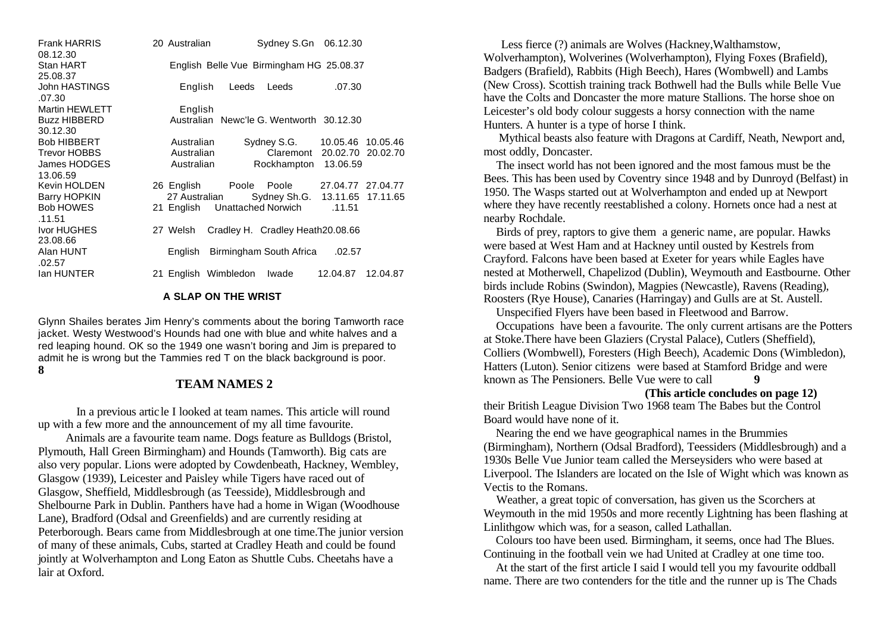| Name | Age | Nationality | Club | Track | Date | Date |
|---|---|---|---|---|---|---|
| Frank HARRIS | 20 | Australian | | Sydney S.Gn | 06.12.30 | 08.12.30 |
| Stan HART | | English | Belle Vue | Birmingham HG | 25.08.37 | 25.08.37 |
| John HASTINGS | | English | Leeds | Leeds | .07.30 | .07.30 |
| Martin HEWLETT | | English | | | | |
| Buzz HIBBERD | | Australian | Newc'le | G. Wentworth | 30.12.30 | 30.12.30 |
| Bob HIBBERT | | Australian | | Sydney S.G. | 10.05.46 | 10.05.46 |
| Trevor HOBBS | | Australian | | Claremont | 20.02.70 | 20.02.70 |
| James HODGES | | Australian | | Rockhampton | 13.06.59 | 13.06.59 |
| Kevin HOLDEN | 26 | English | Poole | Poole | 27.04.77 | 27.04.77 |
| Barry HOPKIN | 27 | Australian | | Sydney Sh.G. | 13.11.65 | 17.11.65 |
| Bob HOWES | 21 | English | Unattached | Norwich | .11.51 | .11.51 |
| Ivor HUGHES | 27 | Welsh | Cradley H. | Cradley Heath | 20.08.66 | 23.08.66 |
| Alan HUNT | | English | Birmingham | South Africa | .02.57 | .02.57 |
| Ian HUNTER | 21 | English | Wimbledon | Iwade | 12.04.87 | 12.04.87 |

**A SLAP ON THE WRIST**

Glynn Shailes berates Jim Henry's comments about the boring Tamworth race jacket. Westy Westwood's Hounds had one with blue and white halves and a red leaping hound. OK so the 1949 one wasn't boring and Jim is prepared to admit he is wrong but the Tammies red T on the black background is poor.

## TEAM NAMES 2

In a previous article I looked at team names. This article will round up with a few more and the announcement of my all time favourite.

Animals are a favourite team name. Dogs feature as Bulldogs (Bristol, Plymouth, Hall Green Birmingham) and Hounds (Tamworth). Big cats are also very popular. Lions were adopted by Cowdenbeath, Hackney, Wembley, Glasgow (1939), Leicester and Paisley while Tigers have raced out of Glasgow, Sheffield, Middlesbrough (as Teesside), Middlesbrough and Shelbourne Park in Dublin. Panthers have had a home in Wigan (Woodhouse Lane), Bradford (Odsal and Greenfields) and are currently residing at Peterborough. Bears came from Middlesbrough at one time.The junior version of many of these animals, Cubs, started at Cradley Heath and could be found jointly at Wolverhampton and Long Eaton as Shuttle Cubs. Cheetahs have a lair at Oxford.

Less fierce (?) animals are Wolves (Hackney,Walthamstow, Wolverhampton), Wolverines (Wolverhampton), Flying Foxes (Brafield), Badgers (Brafield), Rabbits (High Beech), Hares (Wombwell) and Lambs (New Cross). Scottish training track Bothwell had the Bulls while Belle Vue have the Colts and Doncaster the more mature Stallions. The horse shoe on Leicester's old body colour suggests a horsy connection with the name Hunters. A hunter is a type of horse I think.

Mythical beasts also feature with Dragons at Cardiff, Neath, Newport and, most oddly, Doncaster.

The insect world has not been ignored and the most famous must be the Bees. This has been used by Coventry since 1948 and by Dunroyd (Belfast) in 1950. The Wasps started out at Wolverhampton and ended up at Newport where they have recently reestablished a colony. Hornets once had a nest at nearby Rochdale.

Birds of prey, raptors to give them a generic name, are popular. Hawks were based at West Ham and at Hackney until ousted by Kestrels from Crayford. Falcons have been based at Exeter for years while Eagles have nested at Motherwell, Chapelizod (Dublin), Weymouth and Eastbourne. Other birds include Robins (Swindon), Magpies (Newcastle), Ravens (Reading), Roosters (Rye House), Canaries (Harringay) and Gulls are at St. Austell.

Unspecified Flyers have been based in Fleetwood and Barrow.

Occupations have been a favourite. The only current artisans are the Potters at Stoke.There have been Glaziers (Crystal Palace), Cutlers (Sheffield), Colliers (Wombwell), Foresters (High Beech), Academic Dons (Wimbledon), Hatters (Luton). Senior citizens were based at Stamford Bridge and were known as The Pensioners. Belle Vue were to call their British League Division Two 1968 team The Babes but the Control Board would have none of it.

Nearing the end we have geographical names in the Brummies (Birmingham), Northern (Odsal Bradford), Teessiders (Middlesbrough) and a 1930s Belle Vue Junior team called the Merseysiders who were based at Liverpool. The Islanders are located on the Isle of Wight which was known as Vectis to the Romans.

Weather, a great topic of conversation, has given us the Scorchers at Weymouth in the mid 1950s and more recently Lightning has been flashing at Linlithgow which was, for a season, called Lathallan.

Colours too have been used. Birmingham, it seems, once had The Blues. Continuing in the football vein we had United at Cradley at one time too.

At the start of the first article I said I would tell you my favourite oddball name. There are two contenders for the title and the runner up is The Chads

**(This article concludes on page 12)**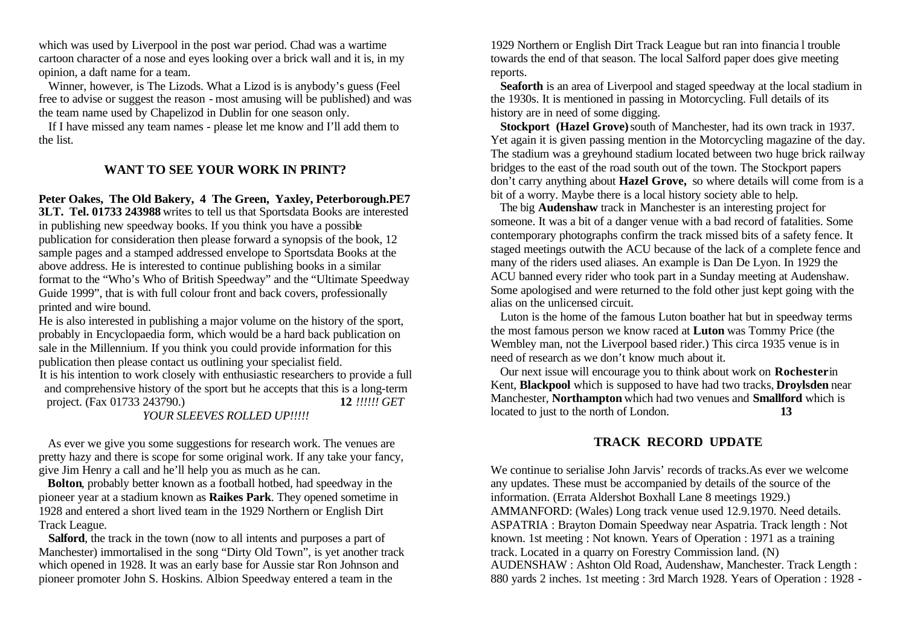which was used by Liverpool in the post war period. Chad was a wartime cartoon character of a nose and eyes looking over a brick wall and it is, in my opinion, a daft name for a team.

Winner, however, is The Lizods. What a Lizod is is anybody's guess (Feel free to advise or suggest the reason - most amusing will be published) and was the team name used by Chapelizod in Dublin for one season only.

If I have missed any team names - please let me know and I'll add them to the list.

## WANT TO SEE YOUR WORK IN PRINT?

**Peter Oakes, The Old Bakery, 4 The Green, Yaxley, Peterborough.PE7 3LT. Tel. 01733 243988** writes to tell us that Sportsdata Books are interested in publishing new speedway books. If you think you have a possible publication for consideration then please forward a synopsis of the book, 12 sample pages and a stamped addressed envelope to Sportsdata Books at the above address. He is interested to continue publishing books in a similar format to the "Who's Who of British Speedway" and the "Ultimate Speedway Guide 1999", that is with full colour front and back covers, professionally printed and wire bound.

He is also interested in publishing a major volume on the history of the sport, probably in Encyclopaedia form, which would be a hard back publication on sale in the Millennium. If you think you could provide information for this publication then please contact us outlining your specialist field.

It is his intention to work closely with enthusiastic researchers to provide a full and comprehensive history of the sport but he accepts that this is a long-term project. (Fax 01733 243790.)

*!!!!!! GET YOUR SLEEVES ROLLED UP!!!!!*

As ever we give you some suggestions for research work. The venues are pretty hazy and there is scope for some original work. If any take your fancy, give Jim Henry a call and he'll help you as much as he can.

**Bolton**, probably better known as a football hotbed, had speedway in the pioneer year at a stadium known as **Raikes Park**. They opened sometime in 1928 and entered a short lived team in the 1929 Northern or English Dirt Track League.

**Salford**, the track in the town (now to all intents and purposes a part of Manchester) immortalised in the song "Dirty Old Town", is yet another track which opened in 1928. It was an early base for Aussie star Ron Johnson and pioneer promoter John S. Hoskins. Albion Speedway entered a team in the 1929 Northern or English Dirt Track League but ran into financial trouble towards the end of that season. The local Salford paper does give meeting reports.

**Seaforth** is an area of Liverpool and staged speedway at the local stadium in the 1930s. It is mentioned in passing in Motorcycling. Full details of its history are in need of some digging.

**Stockport (Hazel Grove)** south of Manchester, had its own track in 1937. Yet again it is given passing mention in the Motorcycling magazine of the day. The stadium was a greyhound stadium located between two huge brick railway bridges to the east of the road south out of the town. The Stockport papers don't carry anything about **Hazel Grove,** so where details will come from is a bit of a worry. Maybe there is a local history society able to help.

The big **Audenshaw** track in Manchester is an interesting project for someone. It was a bit of a danger venue with a bad record of fatalities. Some contemporary photographs confirm the track missed bits of a safety fence. It staged meetings outwith the ACU because of the lack of a complete fence and many of the riders used aliases. An example is Dan De Lyon. In 1929 the ACU banned every rider who took part in a Sunday meeting at Audenshaw. Some apologised and were returned to the fold other just kept going with the alias on the unlicensed circuit.

Luton is the home of the famous Luton boather hat but in speedway terms the most famous person we know raced at **Luton** was Tommy Price (the Wembley man, not the Liverpool based rider.) This circa 1935 venue is in need of research as we don't know much about it.

Our next issue will encourage you to think about work on **Rochester** in Kent, **Blackpool** which is supposed to have had two tracks, **Droylsden** near Manchester, **Northampton** which had two venues and **Smallford** which is located to just to the north of London.

## TRACK RECORD UPDATE

We continue to serialise John Jarvis' records of tracks.As ever we welcome any updates. These must be accompanied by details of the source of the information. (Errata Aldershot Boxhall Lane 8 meetings 1929.)

AMMANFORD: (Wales) Long track venue used 12.9.1970. Need details.

ASPATRIA : Brayton Domain Speedway near Aspatria. Track length : Not known. 1st meeting : Not known. Years of Operation : 1971 as a training track. Located in a quarry on Forestry Commission land. (N)

AUDENSHAW : Ashton Old Road, Audenshaw, Manchester. Track Length : 880 yards 2 inches. 1st meeting : 3rd March 1928. Years of Operation : 1928 -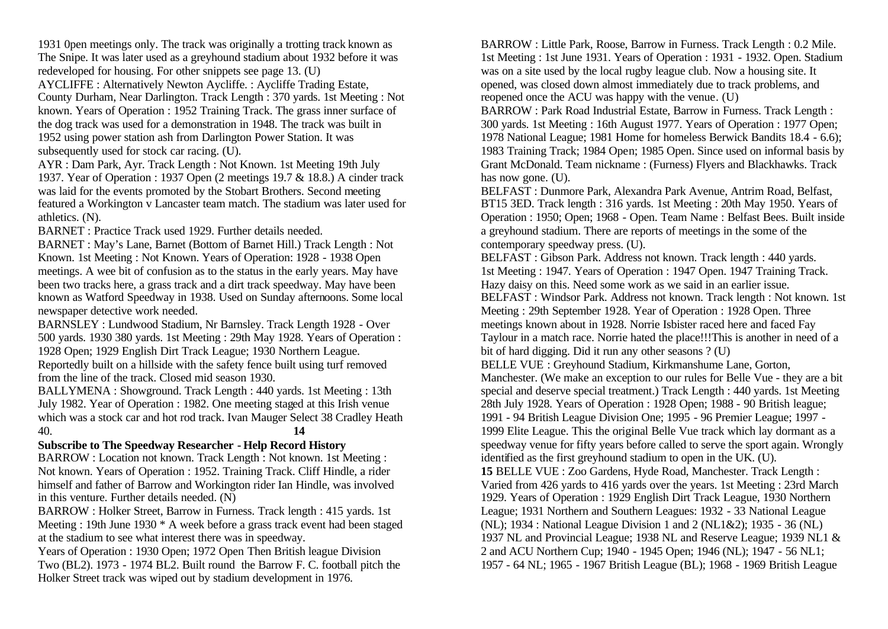1931 0pen meetings only. The track was originally a trotting track known as The Snipe. It was later used as a greyhound stadium about 1932 before it was redeveloped for housing. For other snippets see page 13. (U)

AYCLIFFE : Alternatively Newton Aycliffe. : Aycliffe Trading Estate, County Durham, Near Darlington. Track Length : 370 yards. 1st Meeting : Not known. Years of Operation : 1952 Training Track. The grass inner surface of the dog track was used for a demonstration in 1948. The track was built in 1952 using power station ash from Darlington Power Station. It was subsequently used for stock car racing. (U).

AYR : Dam Park, Ayr. Track Length : Not Known. 1st Meeting 19th July 1937. Year of Operation : 1937 Open (2 meetings 19.7 & 18.8.) A cinder track was laid for the events promoted by the Stobart Brothers. Second meeting featured a Workington v Lancaster team match. The stadium was later used for athletics. (N).

BARNET : Practice Track used 1929. Further details needed.

BARNET : May's Lane, Barnet (Bottom of Barnet Hill.) Track Length : Not Known. 1st Meeting : Not Known. Years of Operation: 1928 - 1938 Open meetings. A wee bit of confusion as to the status in the early years. May have been two tracks here, a grass track and a dirt track speedway. May have been known as Watford Speedway in 1938. Used on Sunday afternoons. Some local newspaper detective work needed.

BARNSLEY : Lundwood Stadium, Nr Barnsley. Track Length 1928 - Over 500 yards. 1930 380 yards. 1st Meeting : 29th May 1928. Years of Operation : 1928 Open; 1929 English Dirt Track League; 1930 Northern League. Reportedly built on a hillside with the safety fence built using turf removed from the line of the track. Closed mid season 1930.

BALLYMENA : Showground. Track Length : 440 yards. 1st Meeting : 13th July 1982. Year of Operation : 1982. One meeting staged at this Irish venue which was a stock car and hot rod track. Ivan Mauger Select 38 Cradley Heath 40.

**Subscribe to The Speedway Researcher - Help Record History**

BARROW : Location not known. Track Length : Not known. 1st Meeting : Not known. Years of Operation : 1952. Training Track. Cliff Hindle, a rider himself and father of Barrow and Workington rider Ian Hindle, was involved in this venture. Further details needed. (N)

BARROW : Holker Street, Barrow in Furness. Track length : 415 yards. 1st Meeting : 19th June 1930 * A week before a grass track event had been staged at the stadium to see what interest there was in speedway.

Years of Operation : 1930 Open; 1972 Open Then British league Division Two (BL2). 1973 - 1974 BL2. Built round the Barrow F. C. football pitch the Holker Street track was wiped out by stadium development in 1976.

BARROW : Little Park, Roose, Barrow in Furness. Track Length : 0.2 Mile. 1st Meeting : 1st June 1931. Years of Operation : 1931 - 1932. Open. Stadium was on a site used by the local rugby league club. Now a housing site. It opened, was closed down almost immediately due to track problems, and reopened once the ACU was happy with the venue. (U)

BARROW : Park Road Industrial Estate, Barrow in Furness. Track Length : 300 yards. 1st Meeting : 16th August 1977. Years of Operation : 1977 Open; 1978 National League; 1981 Home for homeless Berwick Bandits 18.4 - 6.6); 1983 Training Track; 1984 Open; 1985 Open. Since used on informal basis by Grant McDonald. Team nickname : (Furness) Flyers and Blackhawks. Track has now gone. (U).

BELFAST : Dunmore Park, Alexandra Park Avenue, Antrim Road, Belfast, BT15 3ED. Track length : 316 yards. 1st Meeting : 20th May 1950. Years of Operation : 1950; Open; 1968 - Open. Team Name : Belfast Bees. Built inside a greyhound stadium. There are reports of meetings in the some of the contemporary speedway press. (U).

BELFAST : Gibson Park. Address not known. Track length : 440 yards. 1st Meeting : 1947. Years of Operation : 1947 Open. 1947 Training Track. Hazy daisy on this. Need some work as we said in an earlier issue.

BELFAST : Windsor Park. Address not known. Track length : Not known. 1st Meeting : 29th September 1928. Year of Operation : 1928 Open. Three meetings known about in 1928. Norrie Isbister raced here and faced Fay Taylour in a match race. Norrie hated the place!!!This is another in need of a bit of hard digging. Did it run any other seasons ? (U)

BELLE VUE : Greyhound Stadium, Kirkmanshume Lane, Gorton, Manchester. (We make an exception to our rules for Belle Vue - they are a bit special and deserve special treatment.) Track Length : 440 yards. 1st Meeting 28th July 1928. Years of Operation : 1928 Open; 1988 - 90 British league; 1991 - 94 British League Division One; 1995 - 96 Premier League; 1997 - 1999 Elite League. This the original Belle Vue track which lay dormant as a speedway venue for fifty years before called to serve the sport again. Wrongly identified as the first greyhound stadium to open in the UK. (U).

BELLE VUE : Zoo Gardens, Hyde Road, Manchester. Track Length : Varied from 426 yards to 416 yards over the years. 1st Meeting : 23rd March 1929. Years of Operation : 1929 English Dirt Track League, 1930 Northern League; 1931 Northern and Southern Leagues: 1932 - 33 National League (NL); 1934 : National League Division 1 and 2 (NL1&2); 1935 - 36 (NL) 1937 NL and Provincial League; 1938 NL and Reserve League; 1939 NL1 & 2 and ACU Northern Cup; 1940 - 1945 Open; 1946 (NL); 1947 - 56 NL1; 1957 - 64 NL; 1965 - 1967 British League (BL); 1968 - 1969 British League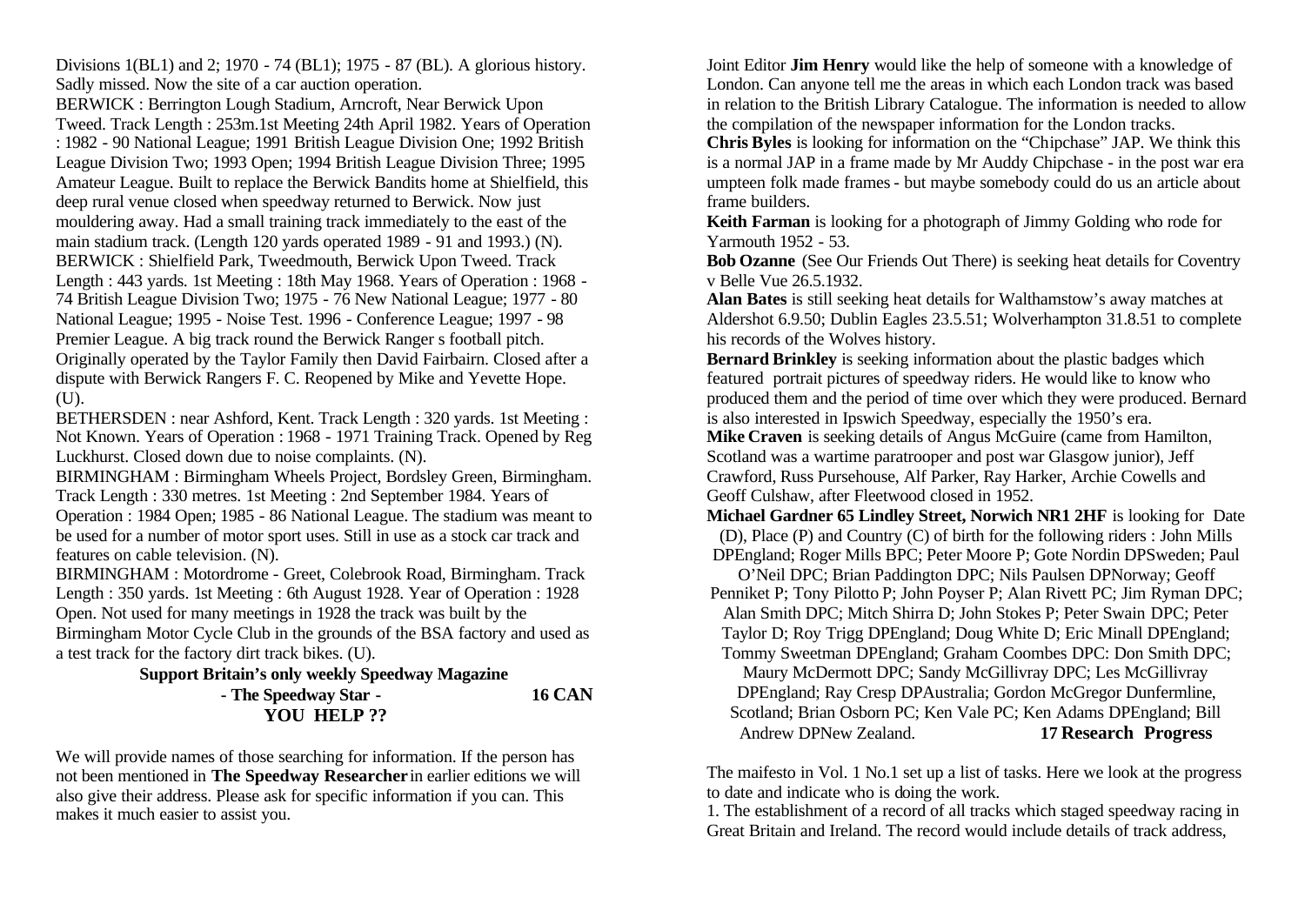Divisions 1(BL1) and 2; 1970 - 74 (BL1); 1975 - 87 (BL). A glorious history. Sadly missed. Now the site of a car auction operation.

BERWICK : Berrington Lough Stadium, Arncroft, Near Berwick Upon Tweed. Track Length : 253m.1st Meeting 24th April 1982. Years of Operation : 1982 - 90 National League; 1991 British League Division One; 1992 British League Division Two; 1993 Open; 1994 British League Division Three; 1995 Amateur League. Built to replace the Berwick Bandits home at Shielfield, this deep rural venue closed when speedway returned to Berwick. Now just mouldering away. Had a small training track immediately to the east of the main stadium track. (Length 120 yards operated 1989 - 91 and 1993.) (N).

BERWICK : Shielfield Park, Tweedmouth, Berwick Upon Tweed. Track Length : 443 yards. 1st Meeting : 18th May 1968. Years of Operation : 1968 - 74 British League Division Two; 1975 - 76 New National League; 1977 - 80 National League; 1995 - Noise Test. 1996 - Conference League; 1997 - 98 Premier League. A big track round the Berwick Ranger s football pitch. Originally operated by the Taylor Family then David Fairbairn. Closed after a dispute with Berwick Rangers F. C. Reopened by Mike and Yevette Hope. (U).

BETHERSDEN : near Ashford, Kent. Track Length : 320 yards. 1st Meeting : Not Known. Years of Operation : 1968 - 1971 Training Track. Opened by Reg Luckhurst. Closed down due to noise complaints. (N).

BIRMINGHAM : Birmingham Wheels Project, Bordsley Green, Birmingham. Track Length : 330 metres. 1st Meeting : 2nd September 1984. Years of Operation : 1984 Open; 1985 - 86 National League. The stadium was meant to be used for a number of motor sport uses. Still in use as a stock car track and features on cable television. (N).

BIRMINGHAM : Motordrome - Greet, Colebrook Road, Birmingham. Track Length : 350 yards. 1st Meeting : 6th August 1928. Year of Operation : 1928 Open. Not used for many meetings in 1928 the track was built by the Birmingham Motor Cycle Club in the grounds of the BSA factory and used as a test track for the factory dirt track bikes. (U).

**Support Britain's only weekly Speedway Magazine**
**- The Speedway Star -**

## 16 CAN YOU HELP ??

We will provide names of those searching for information. If the person has not been mentioned in **The Speedway Researcher** in earlier editions we will also give their address. Please ask for specific information if you can. This makes it much easier to assist you.

Joint Editor **Jim Henry** would like the help of someone with a knowledge of London. Can anyone tell me the areas in which each London track was based in relation to the British Library Catalogue. The information is needed to allow the compilation of the newspaper information for the London tracks.

**Chris Byles** is looking for information on the "Chipchase" JAP. We think this is a normal JAP in a frame made by Mr Auddy Chipchase - in the post war era umpteen folk made frames - but maybe somebody could do us an article about frame builders.

**Keith Farman** is looking for a photograph of Jimmy Golding who rode for Yarmouth 1952 - 53.

**Bob Ozanne** (See Our Friends Out There) is seeking heat details for Coventry v Belle Vue 26.5.1932.

**Alan Bates** is still seeking heat details for Walthamstow's away matches at Aldershot 6.9.50; Dublin Eagles 23.5.51; Wolverhampton 31.8.51 to complete his records of the Wolves history.

**Bernard Brinkley** is seeking information about the plastic badges which featured portrait pictures of speedway riders. He would like to know who produced them and the period of time over which they were produced. Bernard is also interested in Ipswich Speedway, especially the 1950's era.

**Mike Craven** is seeking details of Angus McGuire (came from Hamilton, Scotland was a wartime paratrooper and post war Glasgow junior), Jeff Crawford, Russ Pursehouse, Alf Parker, Ray Harker, Archie Cowells and Geoff Culshaw, after Fleetwood closed in 1952.

**Michael Gardner 65 Lindley Street, Norwich NR1 2HF** is looking for Date (D), Place (P) and Country (C) of birth for the following riders : John Mills DPEngland; Roger Mills BPC; Peter Moore P; Gote Nordin DPSweden; Paul O'Neil DPC; Brian Paddington DPC; Nils Paulsen DPNorway; Geoff Penniket P; Tony Pilotto P; John Poyser P; Alan Rivett PC; Jim Ryman DPC; Alan Smith DPC; Mitch Shirra D; John Stokes P; Peter Swain DPC; Peter Taylor D; Roy Trigg DPEngland; Doug White D; Eric Minall DPEngland; Tommy Sweetman DPEngland; Graham Coombes DPC: Don Smith DPC; Maury McDermott DPC; Sandy McGillivray DPC; Les McGillivray DPEngland; Ray Cresp DPAustralia; Gordon McGregor Dunfermline, Scotland; Brian Osborn PC; Ken Vale PC; Ken Adams DPEngland; Bill Andrew DPNew Zealand.

## 17 Research Progress

The maifesto in Vol. 1 No.1 set up a list of tasks. Here we look at the progress to date and indicate who is doing the work.

1. The establishment of a record of all tracks which staged speedway racing in Great Britain and Ireland. The record would include details of track address,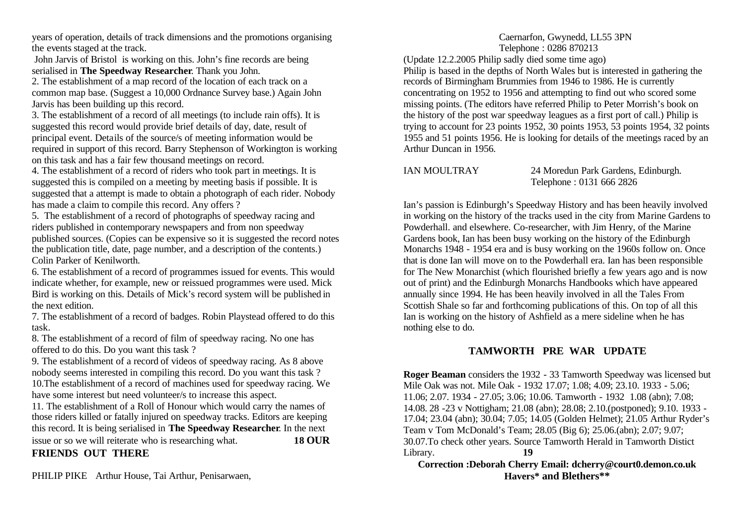years of operation, details of track dimensions and the promotions organising the events staged at the track.

John Jarvis of Bristol is working on this. John's fine records are being serialised in **The Speedway Researcher**. Thank you John.

2. The establishment of a map record of the location of each track on a common map base. (Suggest a 10,000 Ordnance Survey base.) Again John Jarvis has been building up this record.

3. The establishment of a record of all meetings (to include rain offs). It is suggested this record would provide brief details of day, date, result of principal event. Details of the source/s of meeting information would be required in support of this record. Barry Stephenson of Workington is working on this task and has a fair few thousand meetings on record.

4. The establishment of a record of riders who took part in meetings. It is suggested this is compiled on a meeting by meeting basis if possible. It is suggested that a attempt is made to obtain a photograph of each rider. Nobody has made a claim to compile this record. Any offers ?

5. The establishment of a record of photographs of speedway racing and riders published in contemporary newspapers and from non speedway published sources. (Copies can be expensive so it is suggested the record notes the publication title, date, page number, and a description of the contents.) Colin Parker of Kenilworth.

6. The establishment of a record of programmes issued for events. This would indicate whether, for example, new or reissued programmes were used. Mick Bird is working on this. Details of Mick's record system will be published in the next edition.

7. The establishment of a record of badges. Robin Playstead offered to do this task.

8. The establishment of a record of film of speedway racing. No one has offered to do this. Do you want this task ?

9. The establishment of a record of videos of speedway racing. As 8 above nobody seems interested in compiling this record. Do you want this task ?

10.The establishment of a record of machines used for speedway racing. We have some interest but need volunteer/s to increase this aspect.

11. The establishment of a Roll of Honour which would carry the names of those riders killed or fatally injured on speedway tracks. Editors are keeping this record. It is being serialised in **The Speedway Researcher**. In the next issue or so we will reiterate who is researching what.

## OUR FRIENDS OUT THERE

PHILIP PIKE Arthur House, Tai Arthur, Penisarwaen,
Caernarfon, Gwynedd, LL55 3PN
Telephone : 0286 870213

(Update 12.2.2005 Philip sadly died some time ago)

Philip is based in the depths of North Wales but is interested in gathering the records of Birmingham Brummies from 1946 to 1986. He is currently concentrating on 1952 to 1956 and attempting to find out who scored some missing points. (The editors have referred Philip to Peter Morrish's book on the history of the post war speedway leagues as a first port of call.) Philip is trying to account for 23 points 1952, 30 points 1953, 53 points 1954, 32 points 1955 and 51 points 1956. He is looking for details of the meetings raced by an Arthur Duncan in 1956.

IAN MOULTRAY 24 Moredun Park Gardens, Edinburgh.
Telephone : 0131 666 2826

Ian's passion is Edinburgh's Speedway History and has been heavily involved in working on the history of the tracks used in the city from Marine Gardens to Powderhall. and elsewhere. Co-researcher, with Jim Henry, of the Marine Gardens book, Ian has been busy working on the history of the Edinburgh Monarchs 1948 - 1954 era and is busy working on the 1960s follow on. Once that is done Ian will move on to the Powderhall era. Ian has been responsible for The New Monarchist (which flourished briefly a few years ago and is now out of print) and the Edinburgh Monarchs Handbooks which have appeared annually since 1994. He has been heavily involved in all the Tales From Scottish Shale so far and forthcoming publications of this. On top of all this Ian is working on the history of Ashfield as a mere sideline when he has nothing else to do.

## TAMWORTH PRE WAR UPDATE

**Roger Beaman** considers the 1932 - 33 Tamworth Speedway was licensed but Mile Oak was not. Mile Oak - 1932 17.07; 1.08; 4.09; 23.10. 1933 - 5.06; 11.06; 2.07. 1934 - 27.05; 3.06; 10.06. Tamworth - 1932 1.08 (abn); 7.08; 14.08. 28 -23 v Nottigham; 21.08 (abn); 28.08; 2.10.(postponed); 9.10. 1933 - 17.04; 23.04 (abn); 30.04; 7.05; 14.05 (Golden Helmet); 21.05 Arthur Ryder's Team v Tom McDonald's Team; 28.05 (Big 6); 25.06.(abn); 2.07; 9.07; 30.07.To check other years. Source Tamworth Herald in Tamworth Distict Library.

**Correction :Deborah Cherry Email: dcherry@court0.demon.co.uk**

**Havers* and Blethers****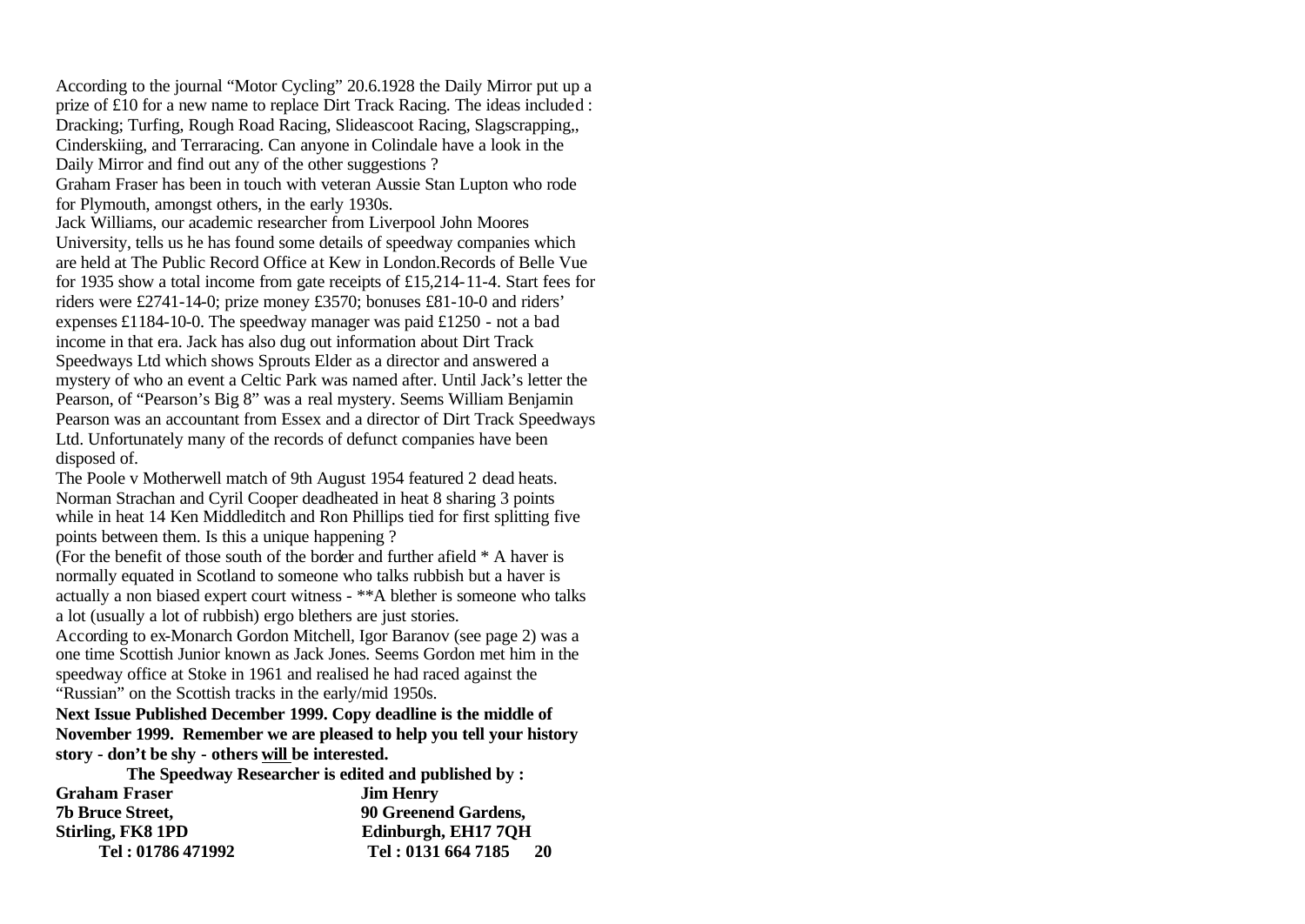According to the journal "Motor Cycling" 20.6.1928 the Daily Mirror put up a prize of £10 for a new name to replace Dirt Track Racing. The ideas included : Dracking; Turfing, Rough Road Racing, Slideascoot Racing, Slagscrapping,, Cinderskiing, and Terraracing. Can anyone in Colindale have a look in the Daily Mirror and find out any of the other suggestions ?

Graham Fraser has been in touch with veteran Aussie Stan Lupton who rode for Plymouth, amongst others, in the early 1930s.

Jack Williams, our academic researcher from Liverpool John Moores University, tells us he has found some details of speedway companies which are held at The Public Record Office at Kew in London.Records of Belle Vue for 1935 show a total income from gate receipts of £15,214-11-4. Start fees for riders were £2741-14-0; prize money £3570; bonuses £81-10-0 and riders' expenses £1184-10-0. The speedway manager was paid £1250 - not a bad income in that era. Jack has also dug out information about Dirt Track Speedways Ltd which shows Sprouts Elder as a director and answered a mystery of who an event a Celtic Park was named after. Until Jack's letter the Pearson, of "Pearson's Big 8" was a real mystery. Seems William Benjamin Pearson was an accountant from Essex and a director of Dirt Track Speedways Ltd. Unfortunately many of the records of defunct companies have been disposed of.

The Poole v Motherwell match of 9th August 1954 featured 2 dead heats. Norman Strachan and Cyril Cooper deadheated in heat 8 sharing 3 points while in heat 14 Ken Middleditch and Ron Phillips tied for first splitting five points between them. Is this a unique happening ?

(For the benefit of those south of the border and further afield * A haver is normally equated in Scotland to someone who talks rubbish but a haver is actually a non biased expert court witness - **A blether is someone who talks a lot (usually a lot of rubbish) ergo blethers are just stories.

According to ex-Monarch Gordon Mitchell, Igor Baranov (see page 2) was a one time Scottish Junior known as Jack Jones. Seems Gordon met him in the speedway office at Stoke in 1961 and realised he had raced against the "Russian" on the Scottish tracks in the early/mid 1950s.

**Next Issue Published December 1999. Copy deadline is the middle of November 1999. Remember we are pleased to help you tell your history story - don't be shy - others <u>will</u> be interested.**

**The Speedway Researcher is edited and published by :**

| | |
|---|---|
| **Graham Fraser** | **Jim Henry** |
| **7b Bruce Street,** | **90 Greenend Gardens,** |
| **Stirling, FK8 1PD** | **Edinburgh, EH17 7QH** |
| **Tel : 01786 471992** | **Tel : 0131 664 7185** |